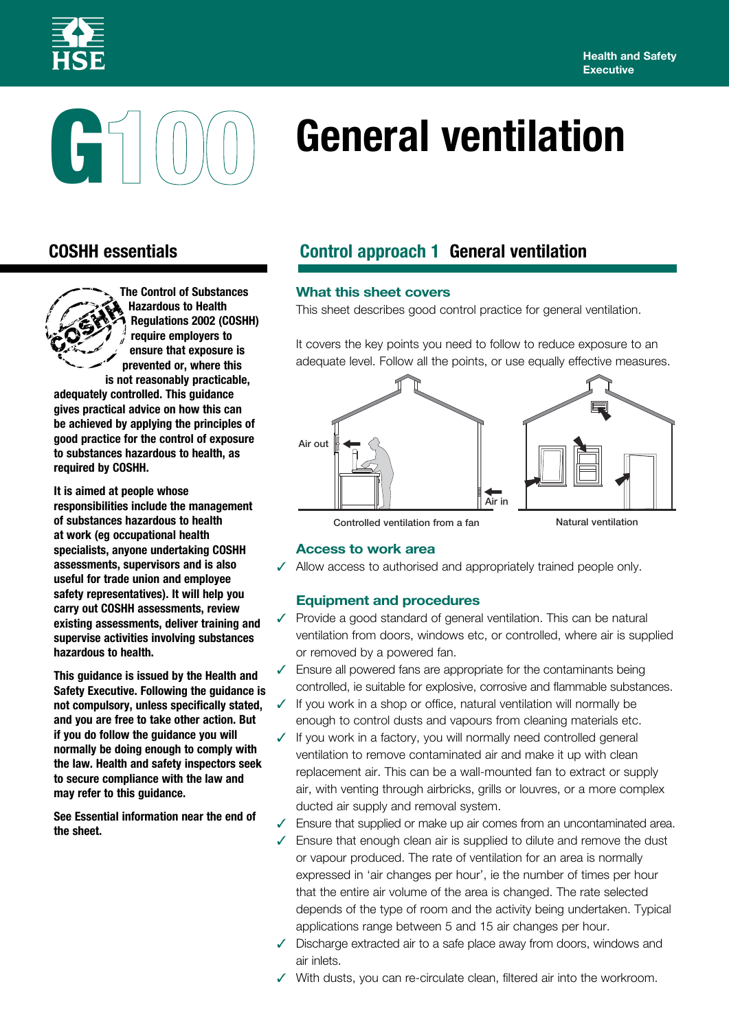# G100 General ventilation

## COSHH essentials

**The Control of Substances Hazardous to Health Regulations 2002 (COSHH) require employers to ensure that exposure is prevented or, where this is not reasonably practicable, adequately controlled. This guidance gives practical advice on how this can be achieved by applying the principles of good practice for the control of exposure to substances hazardous to health, as required by COSHH.**

**It is aimed at people whose responsibilities include the management of substances hazardous to health at work (eg occupational health specialists, anyone undertaking COSHH assessments, supervisors and is also useful for trade union and employee safety representatives). It will help you carry out COSHH assessments, review existing assessments, deliver training and supervise activities involving substances hazardous to health.**

**This guidance is issued by the Health and Safety Executive. Following the guidance is not compulsory, unless specifically stated, and you are free to take other action. But if you do follow the guidance you will normally be doing enough to comply with the law. Health and safety inspectors seek to secure compliance with the law and may refer to this guidance.**

**See Essential information near the end of the sheet.**

## Control approach 1 General ventilation

### What this sheet covers

This sheet describes good control practice for general ventilation.

It covers the key points you need to follow to reduce exposure to an adequate level. Follow all the points, or use equally effective measures.

Air out

Air in

Controlled ventilation from a fan

Natural ventilation

### Access to work area

- ✓ Allow access to authorised and appropriately trained people only.

### Equipment and procedures

- ✓ Provide a good standard of general ventilation. This can be natural ventilation from doors, windows etc, or controlled, where air is supplied or removed by a powered fan.
- ✓ Ensure all powered fans are appropriate for the contaminants being controlled, ie suitable for explosive, corrosive and flammable substances.
- ✓ If you work in a shop or office, natural ventilation will normally be enough to control dusts and vapours from cleaning materials etc.
- ✓ If you work in a factory, you will normally need controlled general ventilation to remove contaminated air and make it up with clean replacement air. This can be a wall-mounted fan to extract or supply air, with venting through airbricks, grills or louvres, or a more complex ducted air supply and removal system.
- ✓ Ensure that supplied or make up air comes from an uncontaminated area.
- ✓ Ensure that enough clean air is supplied to dilute and remove the dust or vapour produced. The rate of ventilation for an area is normally expressed in 'air changes per hour', ie the number of times per hour that the entire air volume of the area is changed. The rate selected depends of the type of room and the activity being undertaken. Typical applications range between 5 and 15 air changes per hour.
- ✓ Discharge extracted air to a safe place away from doors, windows and air inlets.
- ✓ With dusts, you can re-circulate clean, filtered air into the workroom.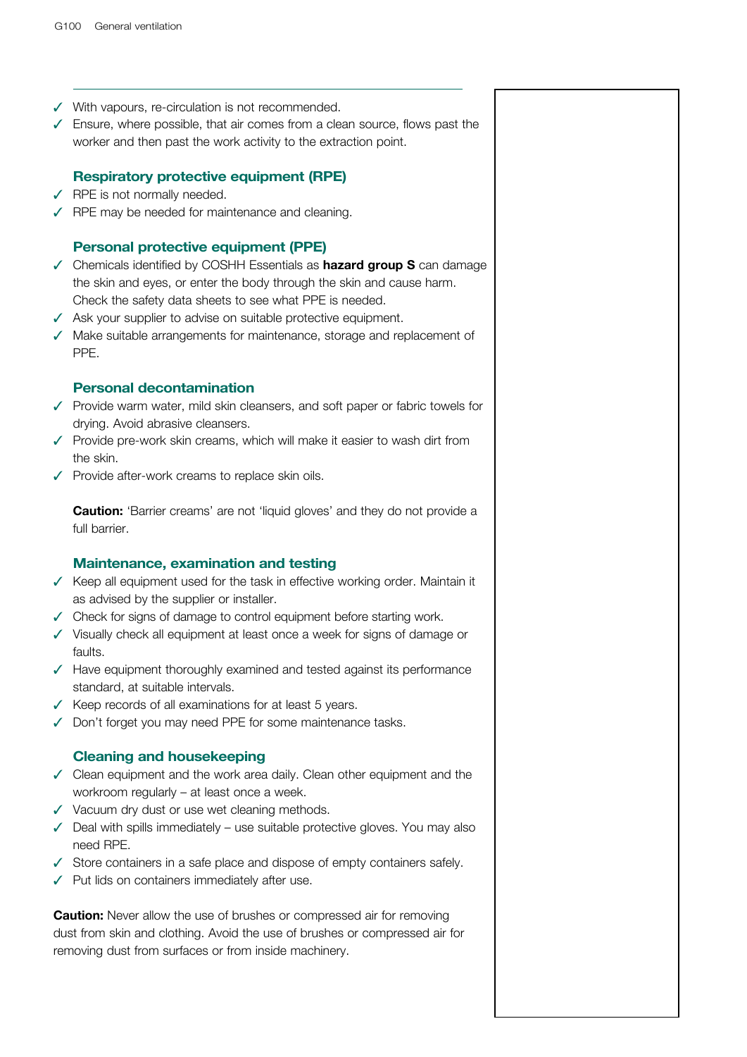- ✓ With vapours, re-circulation is not recommended.
- ✓ Ensure, where possible, that air comes from a clean source, flows past the worker and then past the work activity to the extraction point.

### Respiratory protective equipment (RPE)

- ✓ RPE is not normally needed.
- ✓ RPE may be needed for maintenance and cleaning.

### Personal protective equipment (PPE)

- ✓ Chemicals identified by COSHH Essentials as **hazard group S** can damage the skin and eyes, or enter the body through the skin and cause harm. Check the safety data sheets to see what PPE is needed.
- ✓ Ask your supplier to advise on suitable protective equipment.
- ✓ Make suitable arrangements for maintenance, storage and replacement of PPE.

### Personal decontamination

- ✓ Provide warm water, mild skin cleansers, and soft paper or fabric towels for drying. Avoid abrasive cleansers.
- ✓ Provide pre-work skin creams, which will make it easier to wash dirt from the skin.
- ✓ Provide after-work creams to replace skin oils.

**Caution:** 'Barrier creams' are not 'liquid gloves' and they do not provide a full barrier.

### Maintenance, examination and testing

- ✓ Keep all equipment used for the task in effective working order. Maintain it as advised by the supplier or installer.
- ✓ Check for signs of damage to control equipment before starting work.
- ✓ Visually check all equipment at least once a week for signs of damage or faults.
- ✓ Have equipment thoroughly examined and tested against its performance standard, at suitable intervals.
- ✓ Keep records of all examinations for at least 5 years.
- ✓ Don't forget you may need PPE for some maintenance tasks.

### Cleaning and housekeeping

- ✓ Clean equipment and the work area daily. Clean other equipment and the workroom regularly – at least once a week.
- ✓ Vacuum dry dust or use wet cleaning methods.
- ✓ Deal with spills immediately – use suitable protective gloves. You may also need RPE.
- ✓ Store containers in a safe place and dispose of empty containers safely.
- ✓ Put lids on containers immediately after use.

**Caution:** Never allow the use of brushes or compressed air for removing dust from skin and clothing. Avoid the use of brushes or compressed air for removing dust from surfaces or from inside machinery.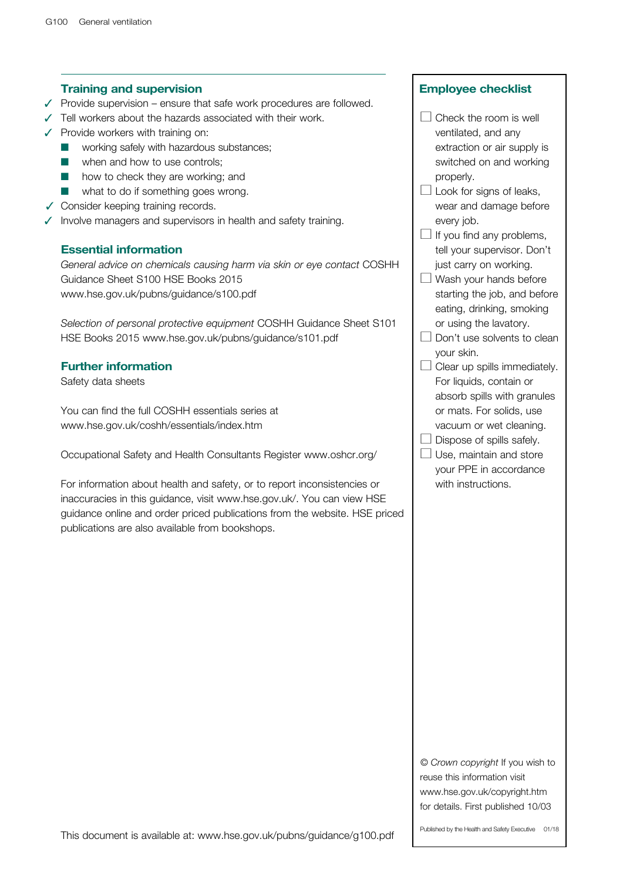## Training and supervision

- ✓ Provide supervision – ensure that safe work procedures are followed.
- ✓ Tell workers about the hazards associated with their work.
- ✓ Provide workers with training on:
  - working safely with hazardous substances;
  - when and how to use controls;
  - how to check they are working; and
  - what to do if something goes wrong.
- ✓ Consider keeping training records.
- ✓ Involve managers and supervisors in health and safety training.

## Essential information

*General advice on chemicals causing harm via skin or eye contact* COSHH Guidance Sheet S100 HSE Books 2015 www.hse.gov.uk/pubns/guidance/s100.pdf

*Selection of personal protective equipment* COSHH Guidance Sheet S101 HSE Books 2015 www.hse.gov.uk/pubns/guidance/s101.pdf

## Further information

Safety data sheets

You can find the full COSHH essentials series at www.hse.gov.uk/coshh/essentials/index.htm

Occupational Safety and Health Consultants Register www.oshcr.org/

For information about health and safety, or to report inconsistencies or inaccuracies in this guidance, visit www.hse.gov.uk/. You can view HSE guidance online and order priced publications from the website. HSE priced publications are also available from bookshops.

## Employee checklist

- [ ] Check the room is well ventilated, and any extraction or air supply is switched on and working properly.
- [ ] Look for signs of leaks, wear and damage before every job.
- [ ] If you find any problems, tell your supervisor. Don't just carry on working.
- [ ] Wash your hands before starting the job, and before eating, drinking, smoking or using the lavatory.
- [ ] Don't use solvents to clean your skin.
- [ ] Clear up spills immediately. For liquids, contain or absorb spills with granules or mats. For solids, use vacuum or wet cleaning.
- [ ] Dispose of spills safely.
- [ ] Use, maintain and store your PPE in accordance with instructions.

*© Crown copyright* If you wish to reuse this information visit www.hse.gov.uk/copyright.htm for details. First published 10/03

Published by the Health and Safety Executive 01/18

This document is available at: www.hse.gov.uk/pubns/guidance/g100.pdf